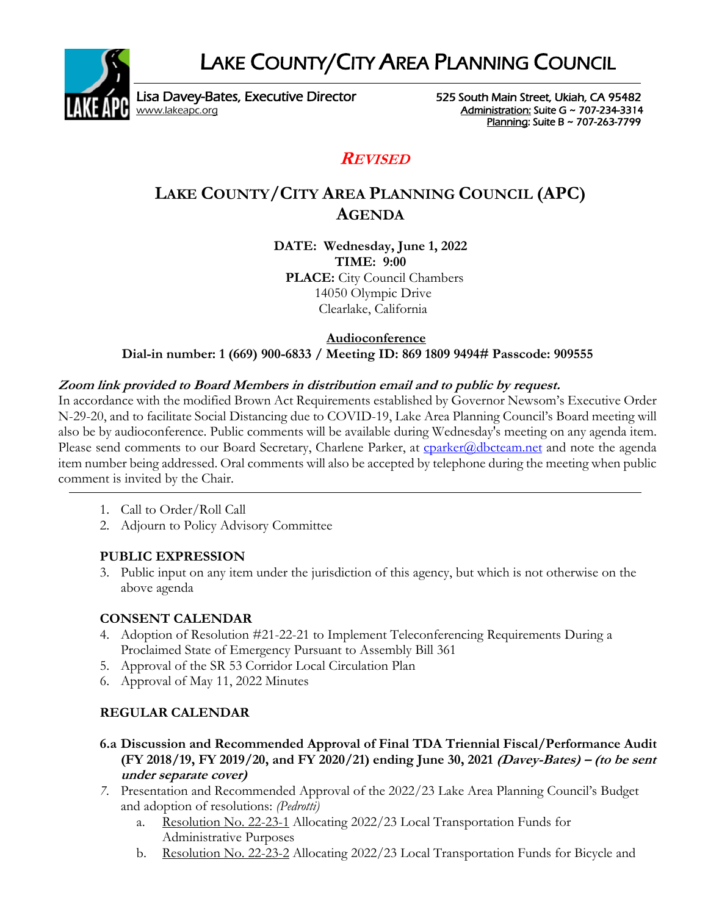# LAKE COUNTY/CITY AREA PLANNING COUNCIL

Lisa Davey-Bates, Executive Director
www.lakeapc.org

525 South Main Street, Ukiah, CA 95482
Administration: Suite G ~ 707-234-3314
Planning: Suite B ~ 707-263-7799

## *REVISED*

## LAKE COUNTY/CITY AREA PLANNING COUNCIL (APC) AGENDA

**DATE: Wednesday, June 1, 2022**
**TIME: 9:00**
**PLACE:** City Council Chambers
14050 Olympic Drive
Clearlake, California

**Audioconference**
**Dial-in number: 1 (669) 900-6833 / Meeting ID: 869 1809 9494# Passcode: 909555**

***Zoom link provided to Board Members in distribution email and to public by request.***
In accordance with the modified Brown Act Requirements established by Governor Newsom's Executive Order N-29-20, and to facilitate Social Distancing due to COVID-19, Lake Area Planning Council's Board meeting will also be by audioconference. Public comments will be available during Wednesday's meeting on any agenda item. Please send comments to our Board Secretary, Charlene Parker, at cparker@dbcteam.net and note the agenda item number being addressed. Oral comments will also be accepted by telephone during the meeting when public comment is invited by the Chair.

---

1. Call to Order/Roll Call
2. Adjourn to Policy Advisory Committee

**PUBLIC EXPRESSION**

3. Public input on any item under the jurisdiction of this agency, but which is not otherwise on the above agenda

**CONSENT CALENDAR**

4. Adoption of Resolution #21-22-21 to Implement Teleconferencing Requirements During a Proclaimed State of Emergency Pursuant to Assembly Bill 361
5. Approval of the SR 53 Corridor Local Circulation Plan
6. Approval of May 11, 2022 Minutes

**REGULAR CALENDAR**

**6.a Discussion and Recommended Approval of Final TDA Triennial Fiscal/Performance Audit (FY 2018/19, FY 2019/20, and FY 2020/21) ending June 30, 2021 *(Davey-Bates) – (to be sent under separate cover)***

7. Presentation and Recommended Approval of the 2022/23 Lake Area Planning Council's Budget and adoption of resolutions: *(Pedrotti)*
   a. Resolution No. 22-23-1 Allocating 2022/23 Local Transportation Funds for Administrative Purposes
   b. Resolution No. 22-23-2 Allocating 2022/23 Local Transportation Funds for Bicycle and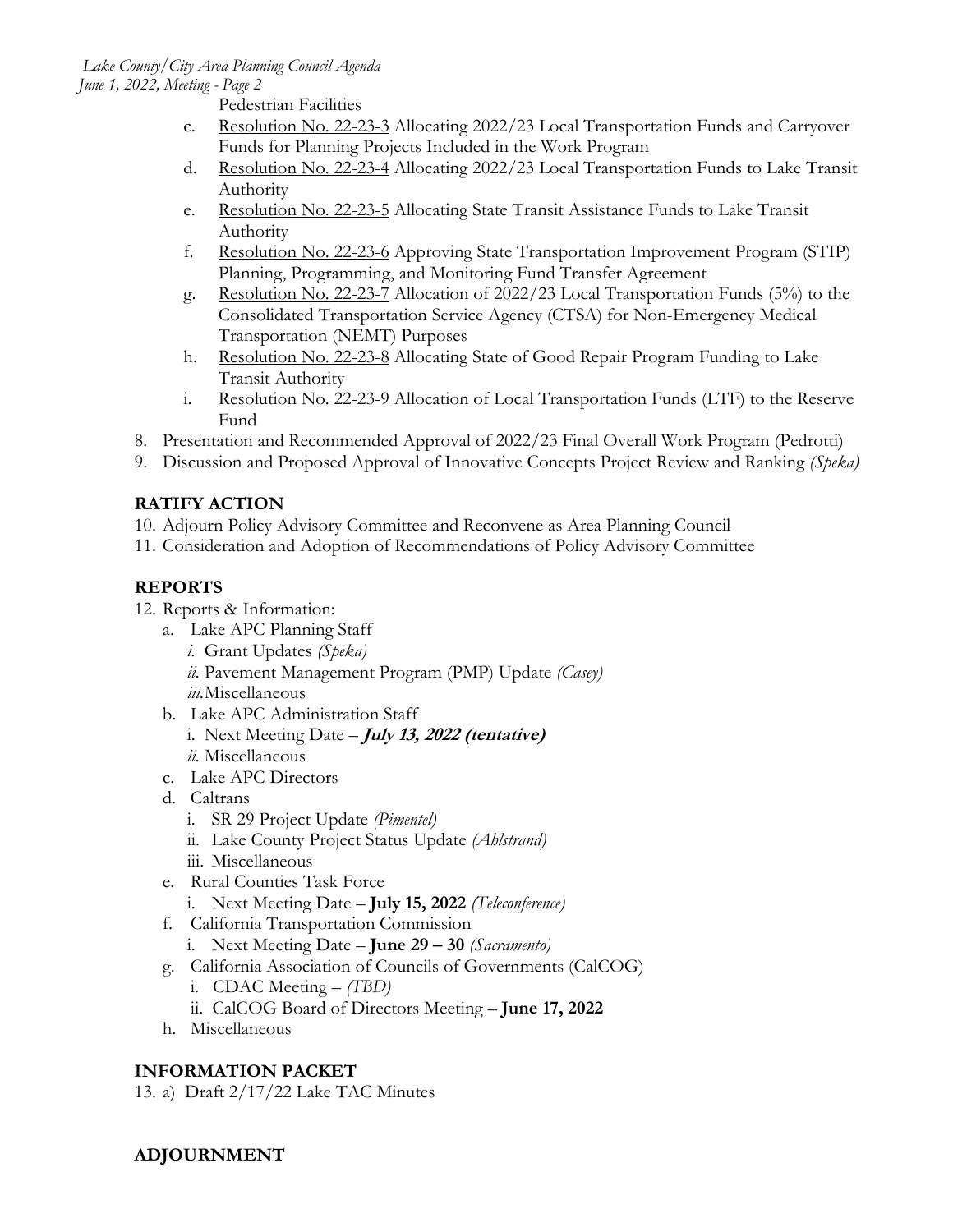Pedestrian Facilities

   c. Resolution No. 22-23-3 Allocating 2022/23 Local Transportation Funds and Carryover Funds for Planning Projects Included in the Work Program
   d. Resolution No. 22-23-4 Allocating 2022/23 Local Transportation Funds to Lake Transit Authority
   e. Resolution No. 22-23-5 Allocating State Transit Assistance Funds to Lake Transit Authority
   f. Resolution No. 22-23-6 Approving State Transportation Improvement Program (STIP) Planning, Programming, and Monitoring Fund Transfer Agreement
   g. Resolution No. 22-23-7 Allocation of 2022/23 Local Transportation Funds (5%) to the Consolidated Transportation Service Agency (CTSA) for Non-Emergency Medical Transportation (NEMT) Purposes
   h. Resolution No. 22-23-8 Allocating State of Good Repair Program Funding to Lake Transit Authority
   i. Resolution No. 22-23-9 Allocation of Local Transportation Funds (LTF) to the Reserve Fund

8. Presentation and Recommended Approval of 2022/23 Final Overall Work Program (Pedrotti)
9. Discussion and Proposed Approval of Innovative Concepts Project Review and Ranking *(Speka)*

## RATIFY ACTION

10. Adjourn Policy Advisory Committee and Reconvene as Area Planning Council
11. Consideration and Adoption of Recommendations of Policy Advisory Committee

## REPORTS

12. Reports & Information:
   a. Lake APC Planning Staff
      *i.* Grant Updates *(Speka)*
      *ii.* Pavement Management Program (PMP) Update *(Casey)*
      *iii.* Miscellaneous
   b. Lake APC Administration Staff
      i. Next Meeting Date – ***July 13, 2022 (tentative)***
      *ii.* Miscellaneous
   c. Lake APC Directors
   d. Caltrans
      i. SR 29 Project Update *(Pimentel)*
      ii. Lake County Project Status Update *(Ahlstrand)*
      iii. Miscellaneous
   e. Rural Counties Task Force
      i. Next Meeting Date – **July 15, 2022** *(Teleconference)*
   f. California Transportation Commission
      i. Next Meeting Date – **June 29 – 30** *(Sacramento)*
   g. California Association of Councils of Governments (CalCOG)
      i. CDAC Meeting – *(TBD)*
      ii. CalCOG Board of Directors Meeting – **June 17, 2022**
   h. Miscellaneous

## INFORMATION PACKET

13. a) Draft 2/17/22 Lake TAC Minutes

## ADJOURNMENT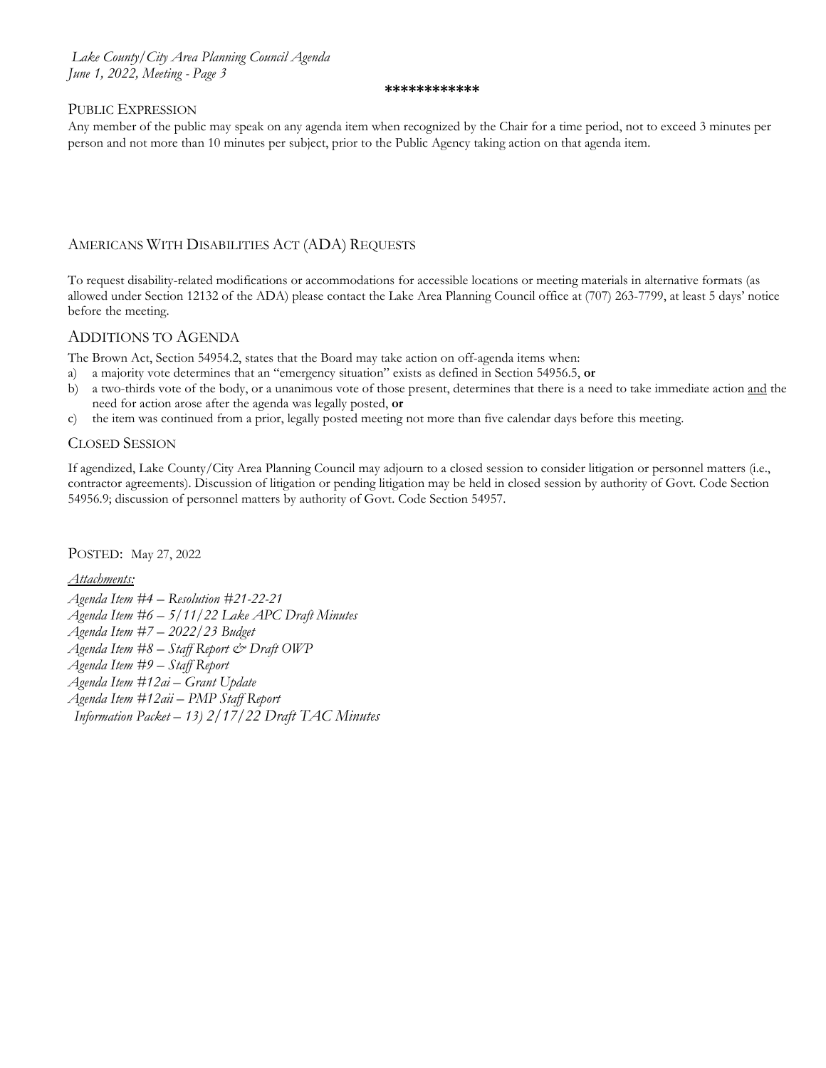************

## PUBLIC EXPRESSION

Any member of the public may speak on any agenda item when recognized by the Chair for a time period, not to exceed 3 minutes per person and not more than 10 minutes per subject, prior to the Public Agency taking action on that agenda item.

## AMERICANS WITH DISABILITIES ACT (ADA) REQUESTS

To request disability-related modifications or accommodations for accessible locations or meeting materials in alternative formats (as allowed under Section 12132 of the ADA) please contact the Lake Area Planning Council office at (707) 263-7799, at least 5 days' notice before the meeting.

## ADDITIONS TO AGENDA

The Brown Act, Section 54954.2, states that the Board may take action on off-agenda items when:

a) a majority vote determines that an "emergency situation" exists as defined in Section 54956.5, **or**
b) a two-thirds vote of the body, or a unanimous vote of those present, determines that there is a need to take immediate action and the need for action arose after the agenda was legally posted, **or**
c) the item was continued from a prior, legally posted meeting not more than five calendar days before this meeting.

## CLOSED SESSION

If agendized, Lake County/City Area Planning Council may adjourn to a closed session to consider litigation or personnel matters (i.e., contractor agreements). Discussion of litigation or pending litigation may be held in closed session by authority of Govt. Code Section 54956.9; discussion of personnel matters by authority of Govt. Code Section 54957.

POSTED: May 27, 2022

*Attachments:*

*Agenda Item #4 – Resolution #21-22-21*
*Agenda Item #6 – 5/11/22 Lake APC Draft Minutes*
*Agenda Item #7 – 2022/23 Budget*
*Agenda Item #8 – Staff Report & Draft OWP*
*Agenda Item #9 – Staff Report*
*Agenda Item #12ai – Grant Update*
*Agenda Item #12aii – PMP Staff Report*
*Information Packet – 13) 2/17/22 Draft TAC Minutes*